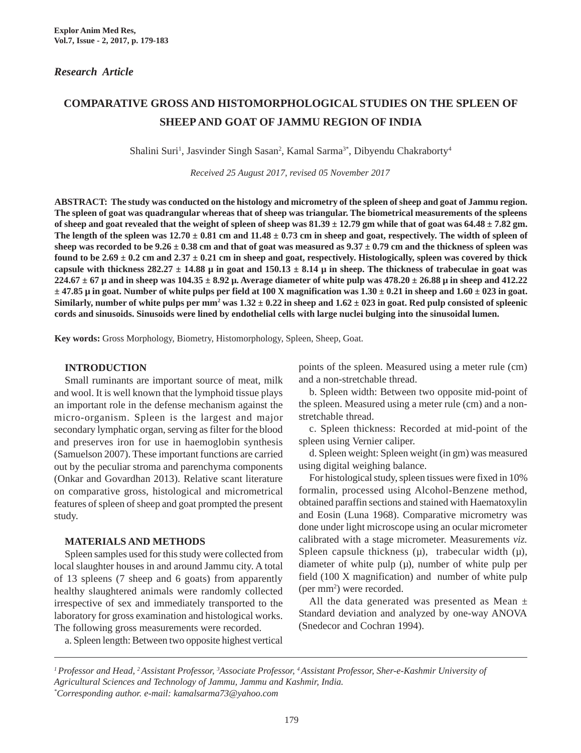*Research Article*

# COMPARATIVE GROSS AND HISTOMORPHOLOGICAL STUDIES ON THE SPLEEN OF SHEEP AND GOAT OF JAMMU REGION OF INDIA

Shalini Suri[1], Jasvinder Singh Sasan[2], Kamal Sarma[3*], Dibyendu Chakraborty[4]

*Received 25 August 2017, revised 05 November 2017*

**ABSTRACT: The study was conducted on the histology and micrometry of the spleen of sheep and goat of Jammu region. The spleen of goat was quadrangular whereas that of sheep was triangular. The biometrical measurements of the spleens of sheep and goat revealed that the weight of spleen of sheep was 81.39 ± 12.79 gm while that of goat was 64.48 ± 7.82 gm. The length of the spleen was 12.70 ± 0.81 cm and 11.48 ± 0.73 cm in sheep and goat, respectively. The width of spleen of sheep was recorded to be 9.26 ± 0.38 cm and that of goat was measured as 9.37 ± 0.79 cm and the thickness of spleen was found to be 2.69 ± 0.2 cm and 2.37 ± 0.21 cm in sheep and goat, respectively. Histologically, spleen was covered by thick capsule with thickness 282.27 ± 14.88 µ in goat and 150.13 ± 8.14 µ in sheep. The thickness of trabeculae in goat was 224.67 ± 67 µ and in sheep was 104.35 ± 8.92 µ. Average diameter of white pulp was 478.20 ± 26.88 µ in sheep and 412.22 ± 47.85 µ in goat. Number of white pulps per field at 100 X magnification was 1.30 ± 0.21 in sheep and 1.60 ± 023 in goat. Similarly, number of white pulps per mm$^2$ was 1.32 ± 0.22 in sheep and 1.62 ± 023 in goat. Red pulp consisted of splenic cords and sinusoids. Sinusoids were lined by endothelial cells with large nuclei bulging into the sinusoidal lumen.**

**Key words:** Gross Morphology, Biometry, Histomorphology, Spleen, Sheep, Goat.

## INTRODUCTION

Small ruminants are important source of meat, milk and wool. It is well known that the lymphoid tissue plays an important role in the defense mechanism against the micro-organism. Spleen is the largest and major secondary lymphatic organ, serving as filter for the blood and preserves iron for use in haemoglobin synthesis (Samuelson 2007). These important functions are carried out by the peculiar stroma and parenchyma components (Onkar and Govardhan 2013). Relative scant literature on comparative gross, histological and micrometrical features of spleen of sheep and goat prompted the present study.

## MATERIALS AND METHODS

Spleen samples used for this study were collected from local slaughter houses in and around Jammu city. A total of 13 spleens (7 sheep and 6 goats) from apparently healthy slaughtered animals were randomly collected irrespective of sex and immediately transported to the laboratory for gross examination and histological works. The following gross measurements were recorded.

a. Spleen length: Between two opposite highest vertical points of the spleen. Measured using a meter rule (cm) and a non-stretchable thread.

b. Spleen width: Between two opposite mid-point of the spleen. Measured using a meter rule (cm) and a non-stretchable thread.

c. Spleen thickness: Recorded at mid-point of the spleen using Vernier caliper.

d. Spleen weight: Spleen weight (in gm) was measured using digital weighing balance.

For histological study, spleen tissues were fixed in 10% formalin, processed using Alcohol-Benzene method, obtained paraffin sections and stained with Haematoxylin and Eosin (Luna 1968). Comparative micrometry was done under light microscope using an ocular micrometer calibrated with a stage micrometer. Measurements *viz.* Spleen capsule thickness (µ), trabecular width (µ), diameter of white pulp (µ), number of white pulp per field (100 X magnification) and number of white pulp (per mm$^2$) were recorded.

All the data generated was presented as Mean ± Standard deviation and analyzed by one-way ANOVA (Snedecor and Cochran 1994).

---

*[1] Professor and Head, [2] Assistant Professor, [3] Associate Professor, [4] Assistant Professor, Sher-e-Kashmir University of Agricultural Sciences and Technology of Jammu, Jammu and Kashmir, India.*
*[*] Corresponding author. e-mail: kamalsarma73@yahoo.com*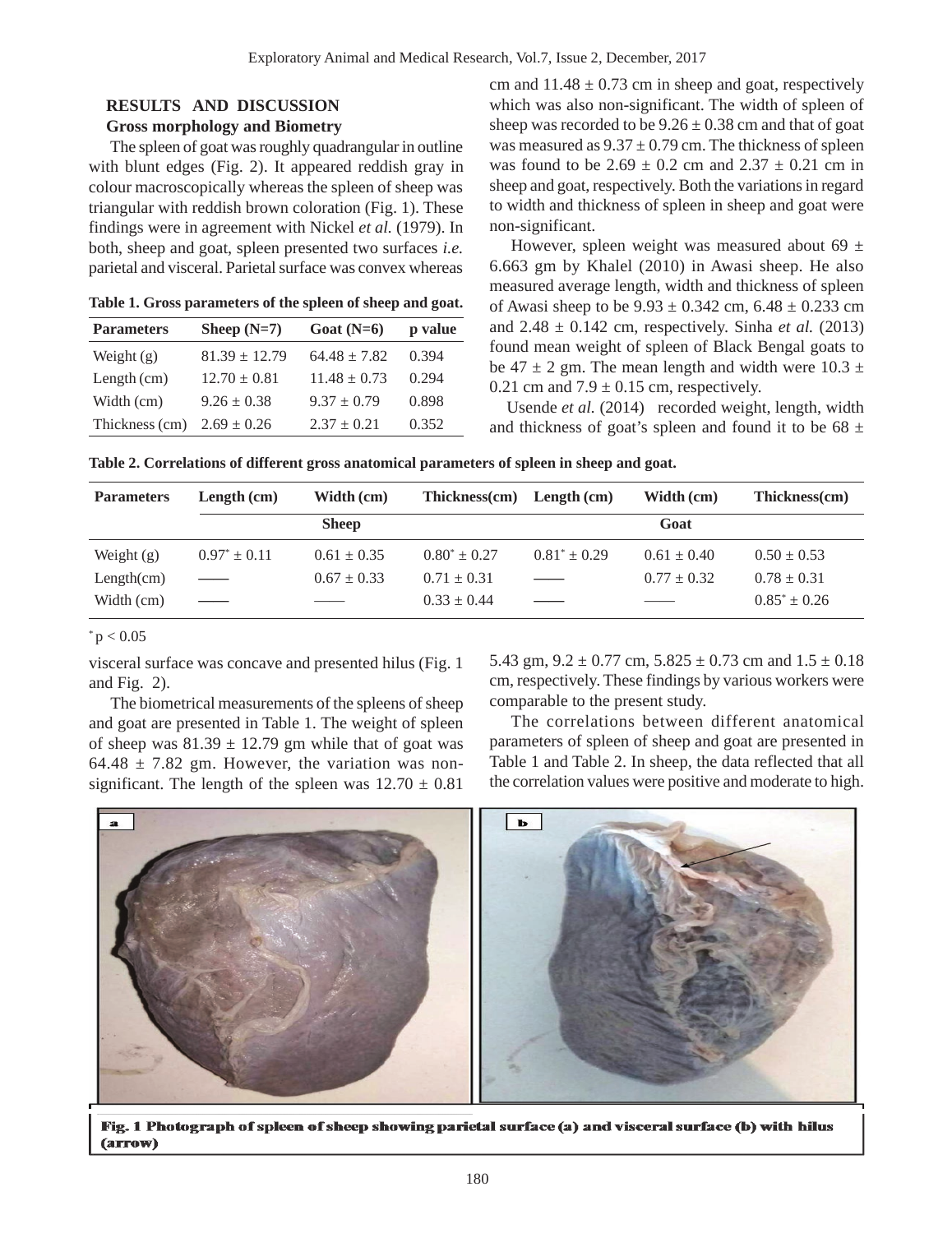## RESULTS AND DISCUSSION

### Gross morphology and Biometry

The spleen of goat was roughly quadrangular in outline with blunt edges (Fig. 2). It appeared reddish gray in colour macroscopically whereas the spleen of sheep was triangular with reddish brown coloration (Fig. 1). These findings were in agreement with Nickel *et al.* (1979). In both, sheep and goat, spleen presented two surfaces *i.e.* parietal and visceral. Parietal surface was convex whereas visceral surface was concave and presented hilus (Fig. 1 and Fig. 2).

**Table 1. Gross parameters of the spleen of sheep and goat.**

| Parameters | Sheep (N=7) | Goat (N=6) | p value |
|---|---|---|---|
| Weight (g) | 81.39 ± 12.79 | 64.48 ± 7.82 | 0.394 |
| Length (cm) | 12.70 ± 0.81 | 11.48 ± 0.73 | 0.294 |
| Width (cm) | 9.26 ± 0.38 | 9.37 ± 0.79 | 0.898 |
| Thickness (cm) | 2.69 ± 0.26 | 2.37 ± 0.21 | 0.352 |

The biometrical measurements of the spleens of sheep and goat are presented in Table 1. The weight of spleen of sheep was 81.39 ± 12.79 gm while that of goat was 64.48 ± 7.82 gm. However, the variation was non-significant. The length of the spleen was 12.70 ± 0.81 cm and 11.48 ± 0.73 cm in sheep and goat, respectively which was also non-significant. The width of spleen of sheep was recorded to be 9.26 ± 0.38 cm and that of goat was measured as 9.37 ± 0.79 cm. The thickness of spleen was found to be 2.69 ± 0.2 cm and 2.37 ± 0.21 cm in sheep and goat, respectively. Both the variations in regard to width and thickness of spleen in sheep and goat were non-significant.

However, spleen weight was measured about 69 ± 6.663 gm by Khalel (2010) in Awasi sheep. He also measured average length, width and thickness of spleen of Awasi sheep to be 9.93 ± 0.342 cm, 6.48 ± 0.233 cm and 2.48 ± 0.142 cm, respectively. Sinha *et al.* (2013) found mean weight of spleen of Black Bengal goats to be 47 ± 2 gm. The mean length and width were 10.3 ± 0.21 cm and 7.9 ± 0.15 cm, respectively.

Usende *et al.* (2014) recorded weight, length, width and thickness of goat's spleen and found it to be 68 ± 5.43 gm, 9.2 ± 0.77 cm, 5.825 ± 0.73 cm and 1.5 ± 0.18 cm, respectively. These findings by various workers were comparable to the present study.

The correlations between different anatomical parameters of spleen of sheep and goat are presented in Table 1 and Table 2. In sheep, the data reflected that all the correlation values were positive and moderate to high.

**Table 2. Correlations of different gross anatomical parameters of spleen in sheep and goat.**

| Parameters | Length (cm) | Width (cm) | Thickness(cm) | Length (cm) | Width (cm) | Thickness(cm) |
|---|---|---|---|---|---|---|
| | Sheep | | | Goat | | |
| Weight (g) | $0.97^{*} \pm 0.11$ | 0.61 ± 0.35 | $0.80^{*} \pm 0.27$ | $0.81^{*} \pm 0.29$ | 0.61 ± 0.40 | 0.50 ± 0.53 |
| Length(cm) | —— | 0.67 ± 0.33 | 0.71 ± 0.31 | —— | 0.77 ± 0.32 | 0.78 ± 0.31 |
| Width (cm) | —— | —— | 0.33 ± 0.44 | —— | —— | $0.85^{*} \pm 0.26$ |

$^{*}$ $p < 0.05$

Fig. 1 Photograph of spleen of sheep showing parietal surface (a) and visceral surface (b) with hilus (arrow)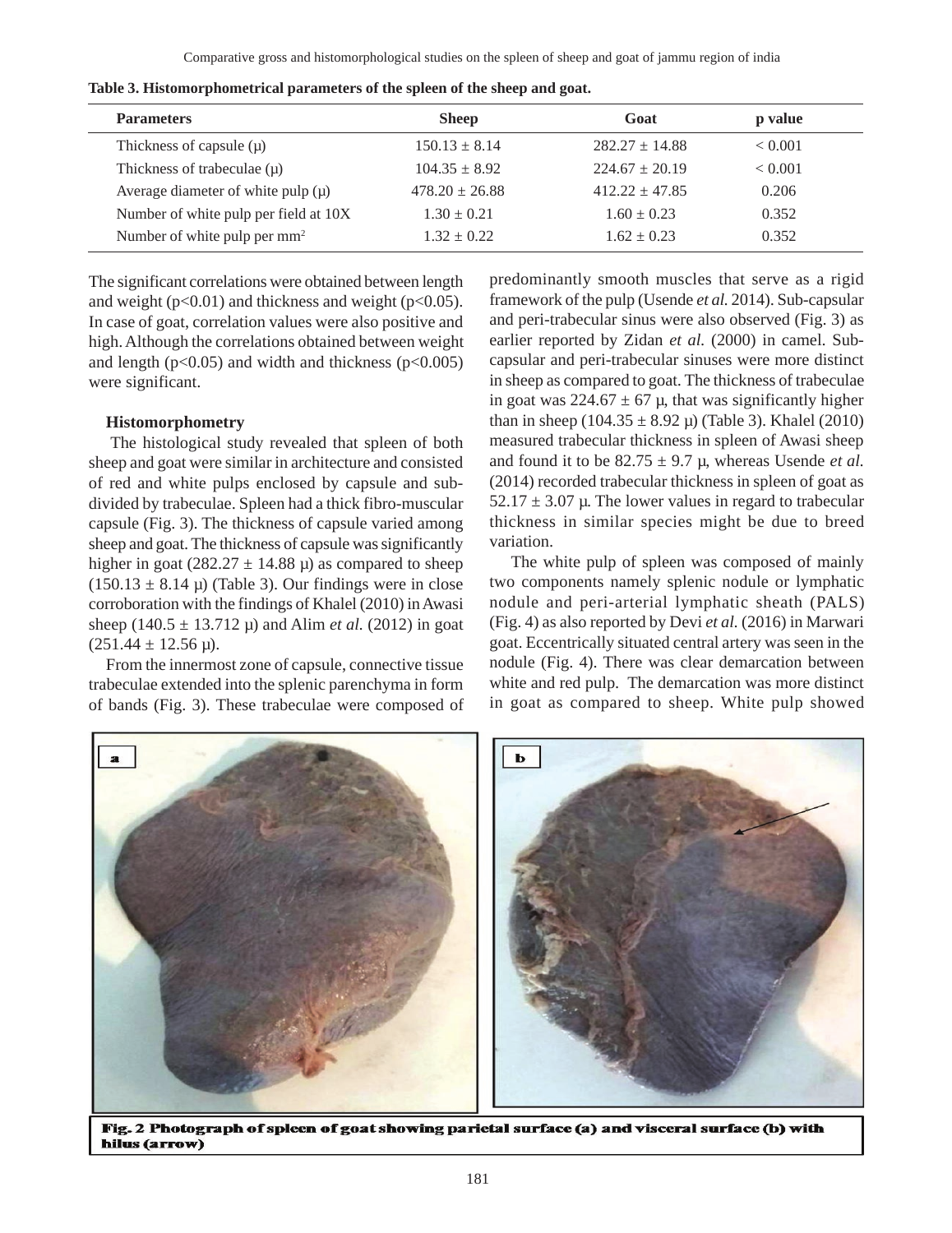**Table 3. Histomorphometrical parameters of the spleen of the sheep and goat.**

| Parameters | Sheep | Goat | p value |
|---|---|---|---|
| Thickness of capsule (µ) | 150.13 ± 8.14 | 282.27 ± 14.88 | < 0.001 |
| Thickness of trabeculae (µ) | 104.35 ± 8.92 | 224.67 ± 20.19 | < 0.001 |
| Average diameter of white pulp (µ) | 478.20 ± 26.88 | 412.22 ± 47.85 | 0.206 |
| Number of white pulp per field at 10X | 1.30 ± 0.21 | 1.60 ± 0.23 | 0.352 |
| Number of white pulp per $mm^2$ | 1.32 ± 0.22 | 1.62 ± 0.23 | 0.352 |

The significant correlations were obtained between length and weight ($p<0.01$) and thickness and weight ($p<0.05$). In case of goat, correlation values were also positive and high. Although the correlations obtained between weight and length ($p<0.05$) and width and thickness ($p<0.005$) were significant.

### Histomorphometry

The histological study revealed that spleen of both sheep and goat were similar in architecture and consisted of red and white pulps enclosed by capsule and sub-divided by trabeculae. Spleen had a thick fibro-muscular capsule (Fig. 3). The thickness of capsule varied among sheep and goat. The thickness of capsule was significantly higher in goat (282.27 ± 14.88 µ) as compared to sheep (150.13 ± 8.14 µ) (Table 3). Our findings were in close corroboration with the findings of Khalel (2010) in Awasi sheep (140.5 ± 13.712 µ) and Alim *et al.* (2012) in goat (251.44 ± 12.56 µ).

From the innermost zone of capsule, connective tissue trabeculae extended into the splenic parenchyma in form of bands (Fig. 3). These trabeculae were composed of predominantly smooth muscles that serve as a rigid framework of the pulp (Usende *et al.* 2014). Sub-capsular and peri-trabecular sinus were also observed (Fig. 3) as earlier reported by Zidan *et al.* (2000) in camel. Sub-capsular and peri-trabecular sinuses were more distinct in sheep as compared to goat. The thickness of trabeculae in goat was 224.67 ± 67 µ, that was significantly higher than in sheep (104.35 ± 8.92 µ) (Table 3). Khalel (2010) measured trabecular thickness in spleen of Awasi sheep and found it to be 82.75 ± 9.7 µ, whereas Usende *et al.* (2014) recorded trabecular thickness in spleen of goat as 52.17 ± 3.07 µ. The lower values in regard to trabecular thickness in similar species might be due to breed variation.

The white pulp of spleen was composed of mainly two components namely splenic nodule or lymphatic nodule and peri-arterial lymphatic sheath (PALS) (Fig. 4) as also reported by Devi *et al.* (2016) in Marwari goat. Eccentrically situated central artery was seen in the nodule (Fig. 4). There was clear demarcation between white and red pulp. The demarcation was more distinct in goat as compared to sheep. White pulp showed

**Fig. 2 Photograph of spleen of goat showing parietal surface (a) and visceral surface (b) with hilus (arrow)**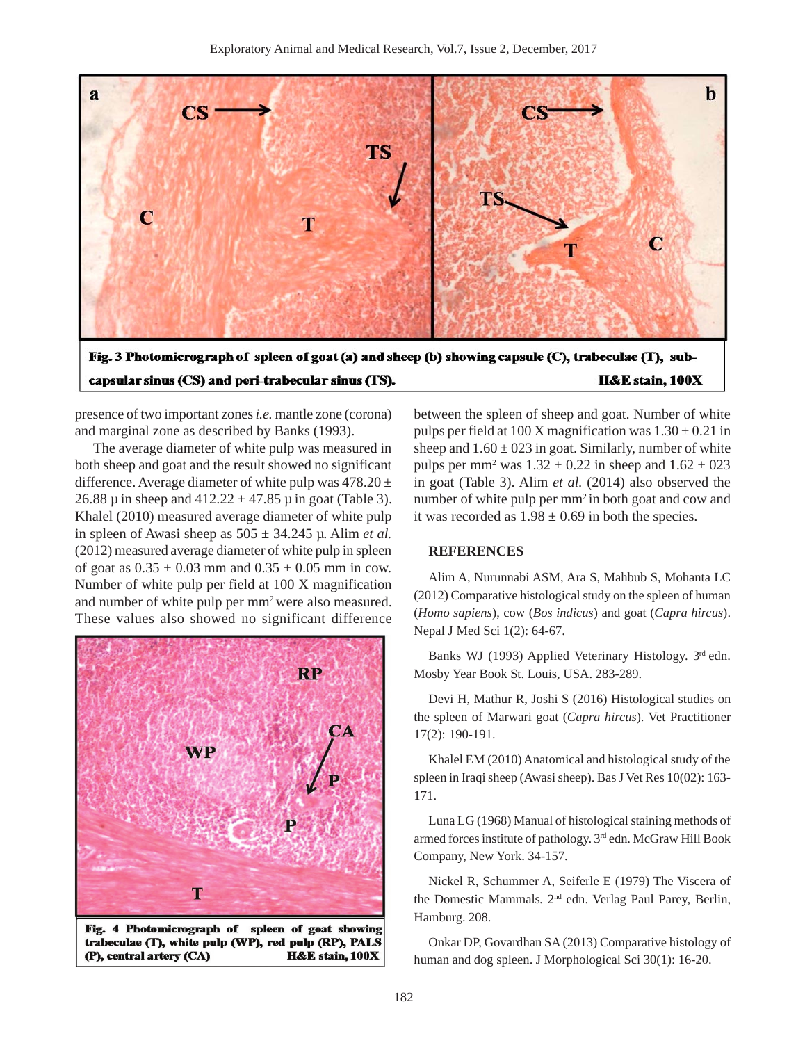**Fig. 3 Photomicrograph of spleen of goat (a) and sheep (b) showing capsule (C), trabeculae (T), sub-capsular sinus (CS) and peri-trabecular sinus (TS). H&E stain, 100X**

presence of two important zones *i.e.* mantle zone (corona) and marginal zone as described by Banks (1993).

The average diameter of white pulp was measured in both sheep and goat and the result showed no significant difference. Average diameter of white pulp was 478.20 ± 26.88 µ in sheep and 412.22 ± 47.85 µ in goat (Table 3). Khalel (2010) measured average diameter of white pulp in spleen of Awasi sheep as 505 ± 34.245 µ. Alim *et al.* (2012) measured average diameter of white pulp in spleen of goat as 0.35 ± 0.03 mm and 0.35 ± 0.05 mm in cow. Number of white pulp per field at 100 X magnification and number of white pulp per $mm^2$ were also measured. These values also showed no significant difference between the spleen of sheep and goat. Number of white pulps per field at 100 X magnification was 1.30 ± 0.21 in sheep and 1.60 ± 023 in goat. Similarly, number of white pulps per $mm^2$ was 1.32 ± 0.22 in sheep and 1.62 ± 023 in goat (Table 3). Alim *et al.* (2014) also observed the number of white pulp per $mm^2$ in both goat and cow and it was recorded as 1.98 ± 0.69 in both the species.

**Fig. 4 Photomicrograph of spleen of goat showing trabeculae (T), white pulp (WP), red pulp (RP), PALS (P), central artery (CA) H&E stain, 100X**

## REFERENCES

Alim A, Nurunnabi ASM, Ara S, Mahbub S, Mohanta LC (2012) Comparative histological study on the spleen of human (*Homo sapiens*), cow (*Bos indicus*) and goat (*Capra hircus*). Nepal J Med Sci 1(2): 64-67.

Banks WJ (1993) Applied Veterinary Histology. 3rd edn. Mosby Year Book St. Louis, USA. 283-289.

Devi H, Mathur R, Joshi S (2016) Histological studies on the spleen of Marwari goat (*Capra hircus*). Vet Practitioner 17(2): 190-191.

Khalel EM (2010) Anatomical and histological study of the spleen in Iraqi sheep (Awasi sheep). Bas J Vet Res 10(02): 163-171.

Luna LG (1968) Manual of histological staining methods of armed forces institute of pathology. 3rd edn. McGraw Hill Book Company, New York. 34-157.

Nickel R, Schummer A, Seiferle E (1979) The Viscera of the Domestic Mammals*.* 2nd edn. Verlag Paul Parey, Berlin, Hamburg. 208.

Onkar DP, Govardhan SA (2013) Comparative histology of human and dog spleen. J Morphological Sci 30(1): 16-20.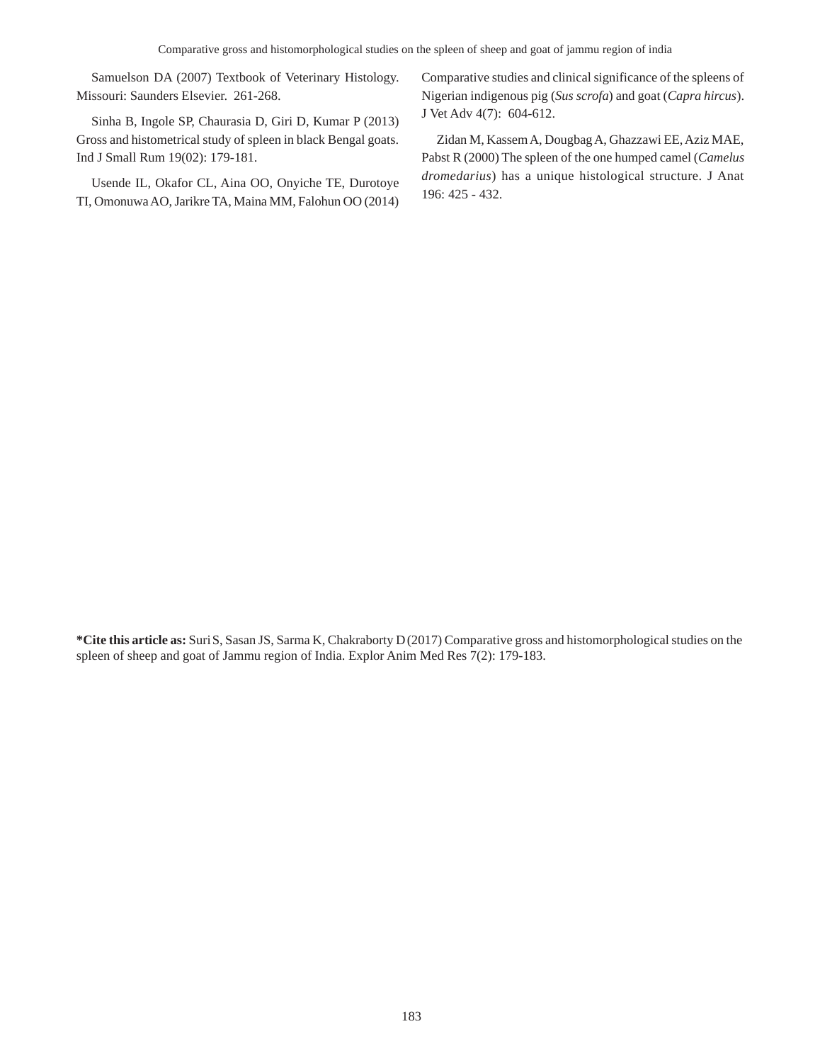Samuelson DA (2007) Textbook of Veterinary Histology. Missouri: Saunders Elsevier. 261-268.

Sinha B, Ingole SP, Chaurasia D, Giri D, Kumar P (2013) Gross and histometrical study of spleen in black Bengal goats. Ind J Small Rum 19(02): 179-181.

Usende IL, Okafor CL, Aina OO, Onyiche TE, Durotoye TI, Omonuwa AO, Jarikre TA, Maina MM, Falohun OO (2014) Comparative studies and clinical significance of the spleens of Nigerian indigenous pig (*Sus scrofa*) and goat (*Capra hircus*). J Vet Adv 4(7): 604-612.

Zidan M, Kassem A, Dougbag A, Ghazzawi EE, Aziz MAE, Pabst R (2000) The spleen of the one humped camel (*Camelus dromedarius*) has a unique histological structure. J Anat 196: 425 - 432.

**\*Cite this article as:** Suri S, Sasan JS, Sarma K, Chakraborty D (2017) Comparative gross and histomorphological studies on the spleen of sheep and goat of Jammu region of India. Explor Anim Med Res 7(2): 179-183.